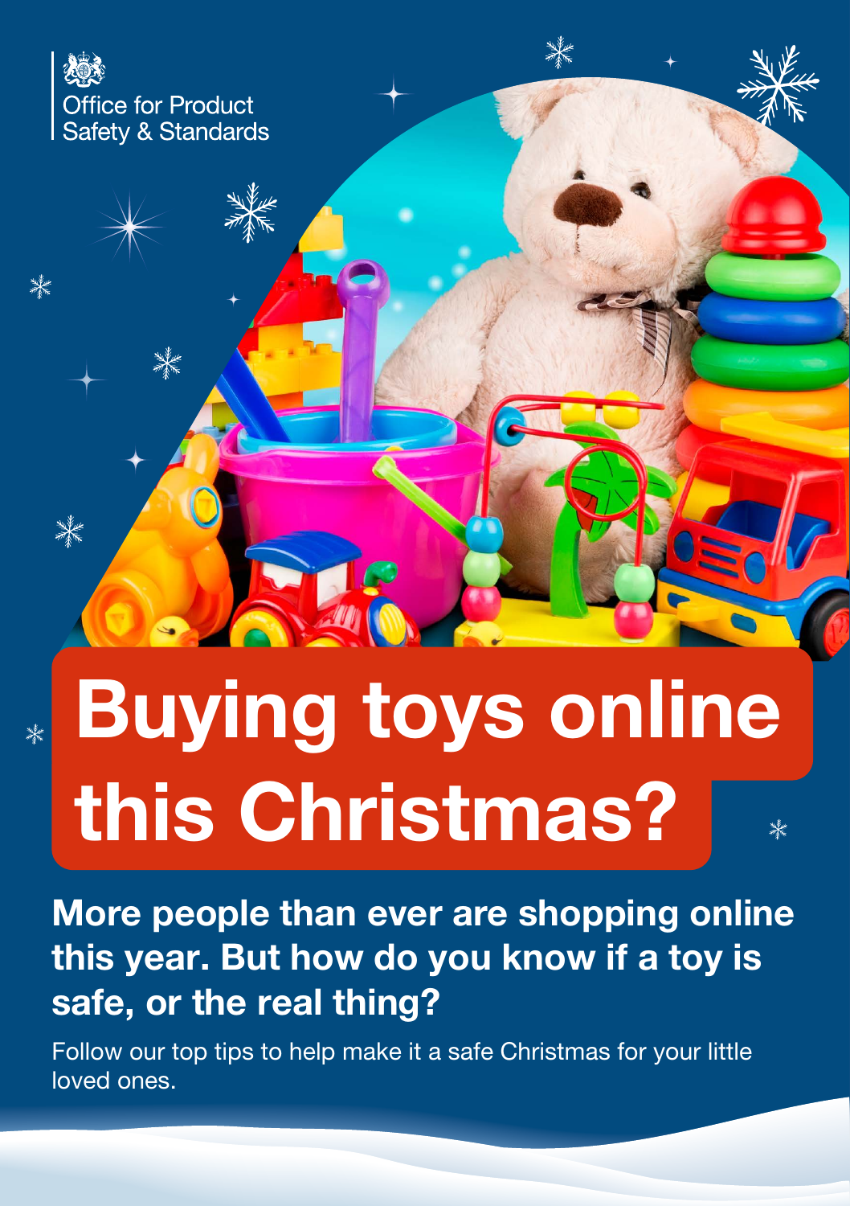Office for Product Safety & Standards

# Buying toys online this Christmas?

**More people than ever are shopping online this year. But how do you know if a toy is safe, or the real thing?**

Follow our top tips to help make it a safe Christmas for your little loved ones.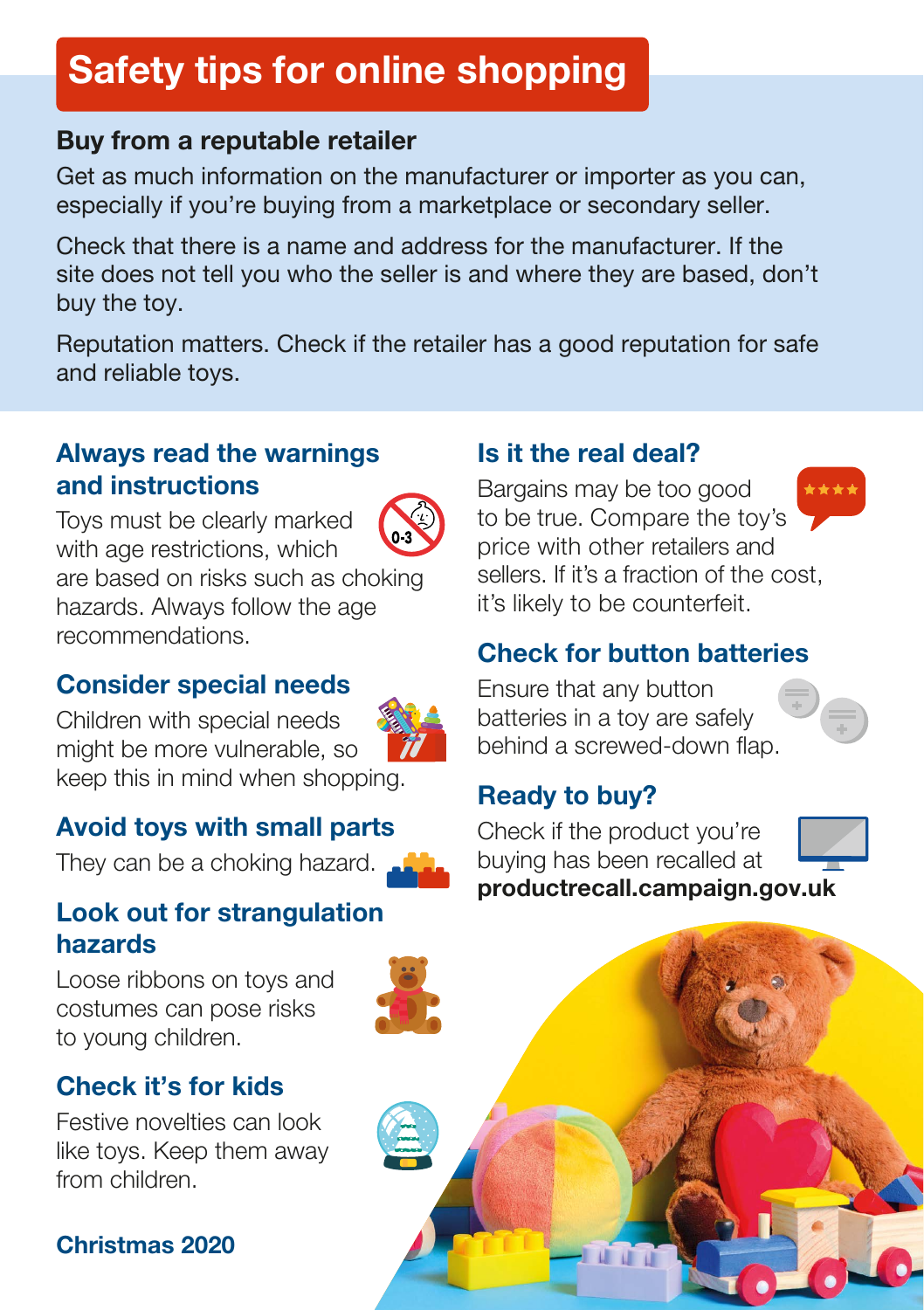# Safety tips for online shopping

## Buy from a reputable retailer

Get as much information on the manufacturer or importer as you can, especially if you're buying from a marketplace or secondary seller.

Check that there is a name and address for the manufacturer. If the site does not tell you who the seller is and where they are based, don't buy the toy.

Reputation matters. Check if the retailer has a good reputation for safe and reliable toys.

### Always read the warnings and instructions

Toys must be clearly marked with age restrictions, which are based on risks such as choking hazards. Always follow the age recommendations.

### Consider special needs

Children with special needs might be more vulnerable, so keep this in mind when shopping.

### Avoid toys with small parts

They can be a choking hazard.

### Look out for strangulation hazards

Loose ribbons on toys and costumes can pose risks to young children.

### Check it's for kids

Festive novelties can look like toys. Keep them away from children.

### Is it the real deal?

Bargains may be too good to be true. Compare the toy's price with other retailers and sellers. If it's a fraction of the cost, it's likely to be counterfeit.

### Check for button batteries

Ensure that any button batteries in a toy are safely behind a screwed-down flap.

### Ready to buy?

Check if the product you're buying has been recalled at **productrecall.campaign.gov.uk**

**Christmas 2020**